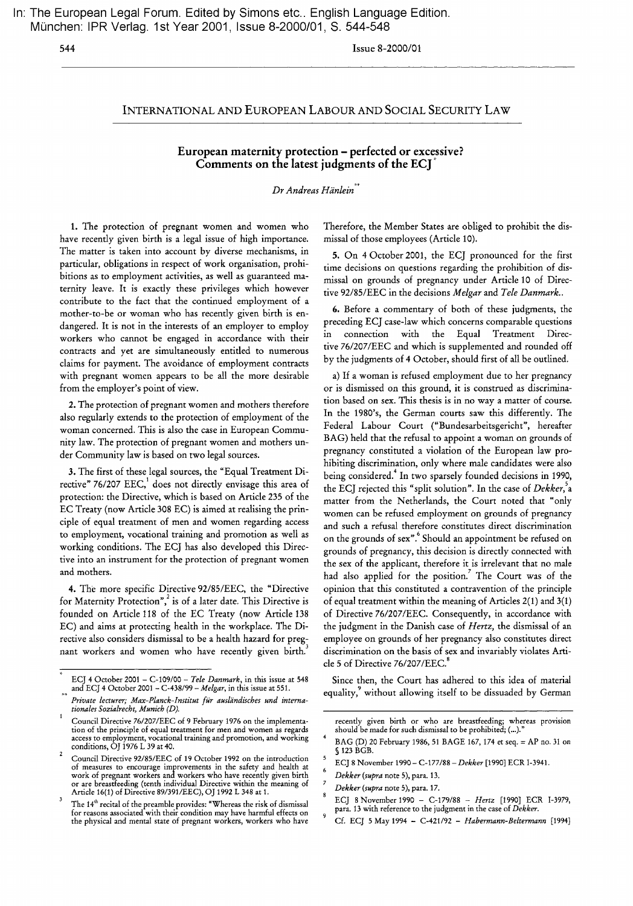In: The European Legal Forum. Edited by Simons etc.. English Language Edition. München: IPR Verlag. 1st Year 2001, Issue 8-2000/01, S. 544-548

## INTERNATIONAL AND EUROPEAN LABOUR AND SOCIAL SECURITY LAW

# European maternity protection – perfected or excessive? Comments on the latest judgments of the ECJ [*]

*Dr Andreas Hänlein* [**]

**1.** The protection of pregnant women and women who have recently given birth is a legal issue of high importance. The matter is taken into account by diverse mechanisms, in particular, obligations in respect of work organisation, prohibitions as to employment activities, as well as guaranteed maternity leave. It is exactly these privileges which however contribute to the fact that the continued employment of a mother-to-be or woman who has recently given birth is endangered. It is not in the interests of an employer to employ workers who cannot be engaged in accordance with their contracts and yet are simultaneously entitled to numerous claims for payment. The avoidance of employment contracts with pregnant women appears to be all the more desirable from the employer's point of view.

**2.** The protection of pregnant women and mothers therefore also regularly extends to the protection of employment of the woman concerned. This is also the case in European Community law. The protection of pregnant women and mothers under Community law is based on two legal sources.

**3.** The first of these legal sources, the "Equal Treatment Directive" 76/207 EEC,[1] does not directly envisage this area of protection: the Directive, which is based on Article 235 of the EC Treaty (now Article 308 EC) is aimed at realising the principle of equal treatment of men and women regarding access to employment, vocational training and promotion as well as working conditions. The ECJ has also developed this Directive into an instrument for the protection of pregnant women and mothers.

**4.** The more specific Directive 92/85/EEC, the "Directive for Maternity Protection",[2] is of a later date. This Directive is founded on Article 118 of the EC Treaty (now Article 138 EC) and aims at protecting health in the workplace. The Directive also considers dismissal to be a health hazard for pregnant workers and women who have recently given birth.[3] Therefore, the Member States are obliged to prohibit the dismissal of those employees (Article 10).

**5.** On 4 October 2001, the ECJ pronounced for the first time decisions on questions regarding the prohibition of dismissal on grounds of pregnancy under Article 10 of Directive 92/85/EEC in the decisions *Melgar* and *Tele Danmark*..

**6.** Before a commentary of both of these judgments, the preceding ECJ case-law which concerns comparable questions in connection with the Equal Treatment Directive 76/207/EEC and which is supplemented and rounded off by the judgments of 4 October, should first of all be outlined.

a) If a woman is refused employment due to her pregnancy or is dismissed on this ground, it is construed as discrimination based on sex. This thesis is in no way a matter of course. In the 1980's, the German courts saw this differently. The Federal Labour Court ("Bundesarbeitsgericht", hereafter BAG) held that the refusal to appoint a woman on grounds of pregnancy constituted a violation of the European law prohibiting discrimination, only where male candidates were also being considered.[4] In two sparsely founded decisions in 1990, the ECJ rejected this "split solution". In the case of *Dekker*,[5] a matter from the Netherlands, the Court noted that "only women can be refused employment on grounds of pregnancy and such a refusal therefore constitutes direct discrimination on the grounds of sex".[6] Should an appointment be refused on grounds of pregnancy, this decision is directly connected with the sex of the applicant, therefore it is irrelevant that no male had also applied for the position.[7] The Court was of the opinion that this constituted a contravention of the principle of equal treatment within the meaning of Articles 2(1) and 3(1) of Directive 76/207/EEC. Consequently, in accordance with the judgment in the Danish case of *Hertz*, the dismissal of an employee on grounds of her pregnancy also constitutes direct discrimination on the basis of sex and invariably violates Article 5 of Directive 76/207/EEC.[8]

Since then, the Court has adhered to this idea of material equality,[9] without allowing itself to be dissuaded by German

---

[*] ECJ 4 October 2001 – C-109/00 – *Tele Danmark*, in this issue at 548 and ECJ 4 October 2001 – C-438/99 – *Melgar*, in this issue at 551.

[**] *Private lecturer; Max-Planck-Institut für ausländisches und internationales Sozialrecht, Munich (D).*

[1] Council Directive 76/207/EEC of 9 February 1976 on the implementation of the principle of equal treatment for men and women as regards access to employment, vocational training and promotion, and working conditions, OJ 1976 L 39 at 40.

[2] Council Directive 92/85/EEC of 19 October 1992 on the introduction of measures to encourage improvements in the safety and health at work of pregnant workers and workers who have recently given birth or are breastfeeding (tenth individual Directive within the meaning of Article 16(1) of Directive 89/391/EEC), OJ 1992 L 348 at 1.

[3] The 14th recital of the preamble provides: "Whereas the risk of dismissal for reasons associated with their condition may have harmful effects on the physical and mental state of pregnant workers, workers who have recently given birth or who are breastfeeding; whereas provision should be made for such dismissal to be prohibited; (...)."

[4] BAG (D) 20 February 1986, 51 BAGE 167, 174 et seq. = AP no. 31 on § 123 BGB.

[5] ECJ 8 November 1990 – C-177/88 – *Dekker* [1990] ECR I-3941.

[6] *Dekker* (*supra* note 5), para. 13.

[7] *Dekker* (*supra* note 5), para. 17.

[8] ECJ 8 November 1990 – C-179/88 – *Hertz* [1990] ECR I-3979, para. 13 with reference to the judgment in the case of *Dekker*.

[9] Cf. ECJ 5 May 1994 – C-421/92 – *Habermann-Beltermann* [1994]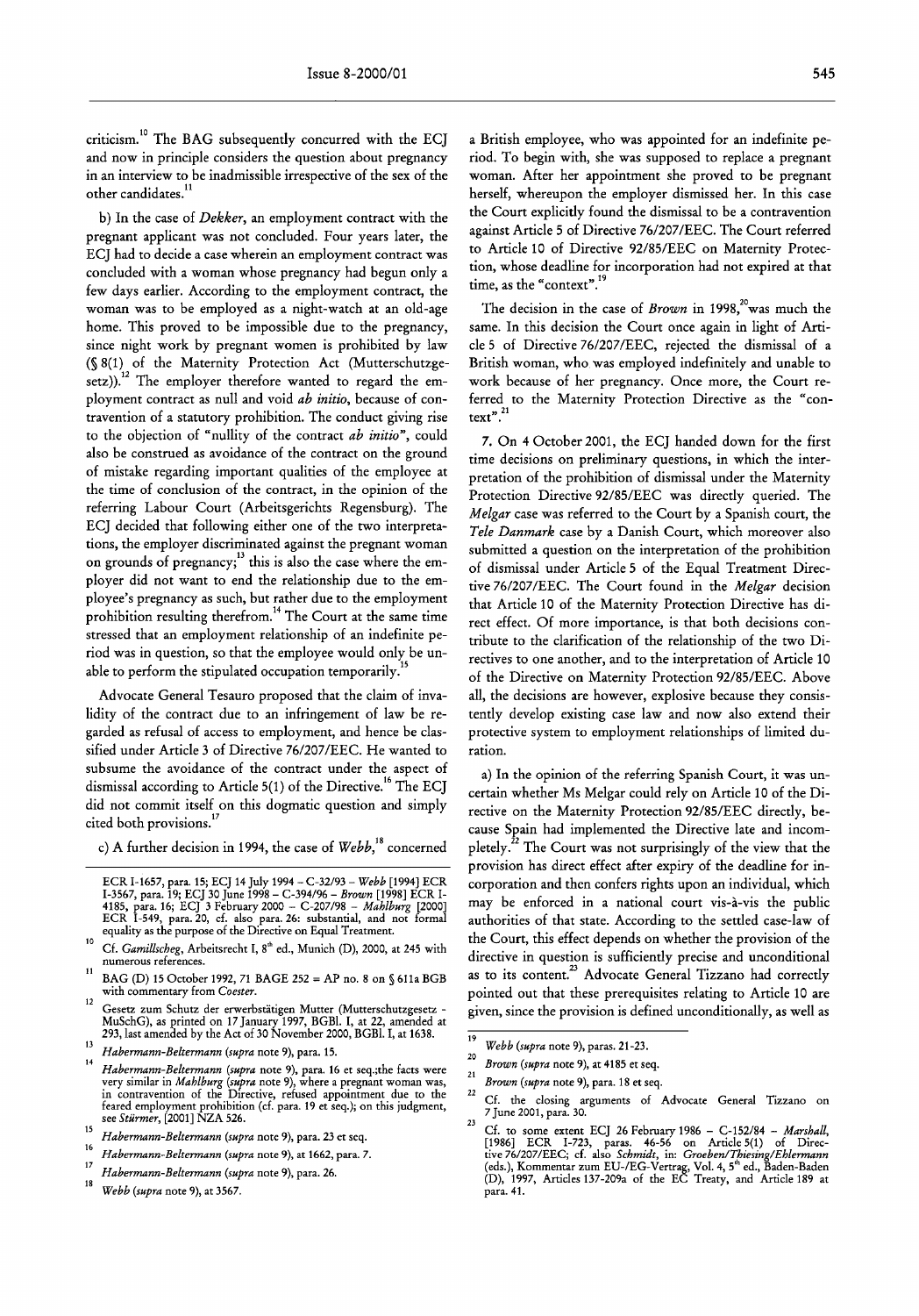criticism.[10] The BAG subsequently concurred with the ECJ and now in principle considers the question about pregnancy in an interview to be inadmissible irrespective of the sex of the other candidates.[11]

b) In the case of *Dekker*, an employment contract with the pregnant applicant was not concluded. Four years later, the ECJ had to decide a case wherein an employment contract was concluded with a woman whose pregnancy had begun only a few days earlier. According to the employment contract, the woman was to be employed as a night-watch at an old-age home. This proved to be impossible due to the pregnancy, since night work by pregnant women is prohibited by law (§ 8(1) of the Maternity Protection Act (Mutterschutzgesetz)).[12] The employer therefore wanted to regard the employment contract as null and void *ab initio*, because of contravention of a statutory prohibition. The conduct giving rise to the objection of "nullity of the contract *ab initio*", could also be construed as avoidance of the contract on the ground of mistake regarding important qualities of the employee at the time of conclusion of the contract, in the opinion of the referring Labour Court (Arbeitsgerichts Regensburg). The ECJ decided that following either one of the two interpretations, the employer discriminated against the pregnant woman on grounds of pregnancy;[13] this is also the case where the employer did not want to end the relationship due to the employee's pregnancy as such, but rather due to the employment prohibition resulting therefrom.[14] The Court at the same time stressed that an employment relationship of an indefinite period was in question, so that the employee would only be unable to perform the stipulated occupation temporarily.[15]

Advocate General Tesauro proposed that the claim of invalidity of the contract due to an infringement of law be regarded as refusal of access to employment, and hence be classified under Article 3 of Directive 76/207/EEC. He wanted to subsume the avoidance of the contract under the aspect of dismissal according to Article 5(1) of the Directive.[16] The ECJ did not commit itself on this dogmatic question and simply cited both provisions.[17]

c) A further decision in 1994, the case of *Webb*,[18] concerned a British employee, who was appointed for an indefinite period. To begin with, she was supposed to replace a pregnant woman. After her appointment she proved to be pregnant herself, whereupon the employer dismissed her. In this case the Court explicitly found the dismissal to be a contravention against Article 5 of Directive 76/207/EEC. The Court referred to Article 10 of Directive 92/85/EEC on Maternity Protection, whose deadline for incorporation had not expired at that time, as the "context".[19]

The decision in the case of *Brown* in 1998,[20] was much the same. In this decision the Court once again in light of Article 5 of Directive 76/207/EEC, rejected the dismissal of a British woman, who was employed indefinitely and unable to work because of her pregnancy. Once more, the Court referred to the Maternity Protection Directive as the "context".[21]

7. On 4 October 2001, the ECJ handed down for the first time decisions on preliminary questions, in which the interpretation of the prohibition of dismissal under the Maternity Protection Directive 92/85/EEC was directly queried. The *Melgar* case was referred to the Court by a Spanish court, the *Tele Danmark* case by a Danish Court, which moreover also submitted a question on the interpretation of the prohibition of dismissal under Article 5 of the Equal Treatment Directive 76/207/EEC. The Court found in the *Melgar* decision that Article 10 of the Maternity Protection Directive has direct effect. Of more importance, is that both decisions contribute to the clarification of the relationship of the two Directives to one another, and to the interpretation of Article 10 of the Directive on Maternity Protection 92/85/EEC. Above all, the decisions are however, explosive because they consistently develop existing case law and now also extend their protective system to employment relationships of limited duration.

a) In the opinion of the referring Spanish Court, it was uncertain whether Ms Melgar could rely on Article 10 of the Directive on the Maternity Protection 92/85/EEC directly, because Spain had implemented the Directive late and incompletely.[22] The Court was not surprisingly of the view that the provision has direct effect after expiry of the deadline for incorporation and then confers rights upon an individual, which may be enforced in a national court vis-à-vis the public authorities of that state. According to the settled case-law of the Court, this effect depends on whether the provision of the directive in question is sufficiently precise and unconditional as to its content.[23] Advocate General Tizzano had correctly pointed out that these prerequisites relating to Article 10 are given, since the provision is defined unconditionally, as well as

---

ECR I-1657, para. 15; ECJ 14 July 1994 – C-32/93 – *Webb* [1994] ECR I-3567, para. 19; ECJ 30 June 1998 – C-394/96 – *Brown* [1998] ECR I-4185, para. 16; ECJ 3 February 2000 – C-207/98 – *Mahlburg* [2000] ECR I-549, para. 20, cf. also para. 26: substantial, and not formal equality as the purpose of the Directive on Equal Treatment.

[10] Cf. *Gamillscheg*, Arbeitsrecht I, 8th ed., Munich (D), 2000, at 245 with numerous references.

[11] BAG (D) 15 October 1992, 71 BAGE 252 = AP no. 8 on § 611a BGB with commentary from *Coester*.

[12] Gesetz zum Schutz der erwerbstätigen Mutter (Mutterschutzgesetz - MuSchG), as printed on 17 January 1997, BGBl. I, at 22, amended at 293, last amended by the Act of 30 November 2000, BGBl. I, at 1638.

[13] *Habermann-Beltermann* (*supra* note 9), para. 15.

[14] *Habermann-Beltermann* (*supra* note 9), para. 16 et seq.;the facts were very similar in *Mahlburg* (*supra* note 9), where a pregnant woman was, in contravention of the Directive, refused appointment due to the feared employment prohibition (cf. para. 19 et seq.); on this judgment, see *Stürmer*, [2001] NZA 526.

[15] *Habermann-Beltermann* (*supra* note 9), para. 23 et seq.

[16] *Habermann-Beltermann* (*supra* note 9), at 1662, para. 7.

[17] *Habermann-Beltermann* (*supra* note 9), para. 26.

[18] *Webb* (*supra* note 9), at 3567.

[19] *Webb* (*supra* note 9), paras. 21-23.

[20] *Brown* (*supra* note 9), at 4185 et seq.

[21] *Brown* (*supra* note 9), para. 18 et seq.

[22] Cf. the closing arguments of Advocate General Tizzano on 7 June 2001, para. 30.

[23] Cf. to some extent ECJ 26 February 1986 – C-152/84 – *Marshall*, [1986] ECR I-723, paras. 46-56 on Article 5(1) of Directive 76/207/EEC; cf. also *Schmidt*, in: *Groeben/Thiesing/Ehlermann* (eds.), Kommentar zum EU-/EG-Vertrag, Vol. 4, 5th ed., Baden-Baden (D), 1997, Articles 137-209a of the EC Treaty, and Article 189 at para. 41.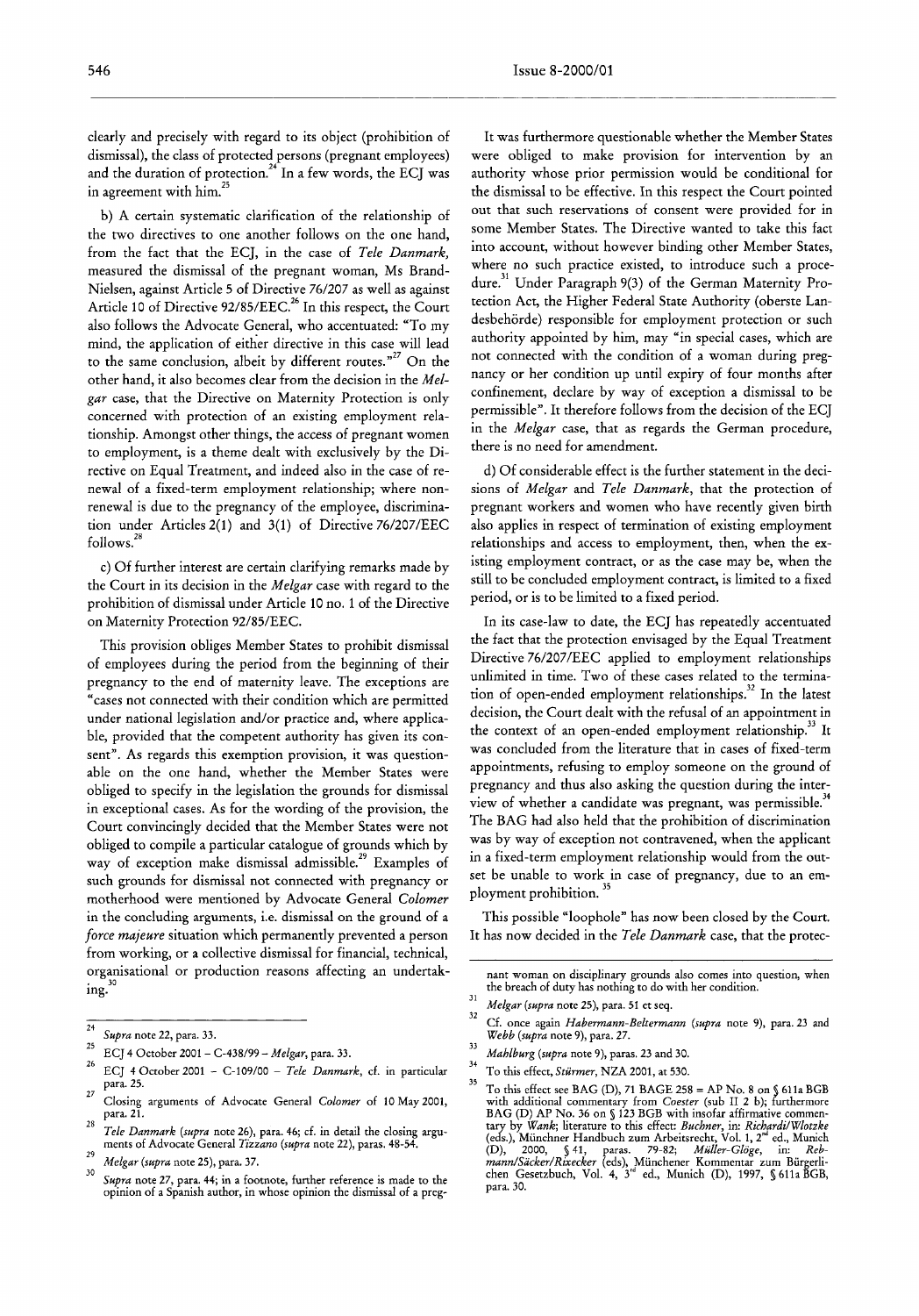clearly and precisely with regard to its object (prohibition of dismissal), the class of protected persons (pregnant employees) and the duration of protection.[24] In a few words, the ECJ was in agreement with him.[25]

b) A certain systematic clarification of the relationship of the two directives to one another follows on the one hand, from the fact that the ECJ, in the case of *Tele Danmark*, measured the dismissal of the pregnant woman, Ms Brand-Nielsen, against Article 5 of Directive 76/207 as well as against Article 10 of Directive 92/85/EEC.[26] In this respect, the Court also follows the Advocate General, who accentuated: "To my mind, the application of either directive in this case will lead to the same conclusion, albeit by different routes."[27] On the other hand, it also becomes clear from the decision in the *Melgar* case, that the Directive on Maternity Protection is only concerned with protection of an existing employment relationship. Amongst other things, the access of pregnant women to employment, is a theme dealt with exclusively by the Directive on Equal Treatment, and indeed also in the case of renewal of a fixed-term employment relationship; where non-renewal is due to the pregnancy of the employee, discrimination under Articles 2(1) and 3(1) of Directive 76/207/EEC follows.[28]

c) Of further interest are certain clarifying remarks made by the Court in its decision in the *Melgar* case with regard to the prohibition of dismissal under Article 10 no. 1 of the Directive on Maternity Protection 92/85/EEC.

This provision obliges Member States to prohibit dismissal of employees during the period from the beginning of their pregnancy to the end of maternity leave. The exceptions are "cases not connected with their condition which are permitted under national legislation and/or practice and, where applicable, provided that the competent authority has given its consent". As regards this exemption provision, it was questionable on the one hand, whether the Member States were obliged to specify in the legislation the grounds for dismissal in exceptional cases. As for the wording of the provision, the Court convincingly decided that the Member States were not obliged to compile a particular catalogue of grounds which by way of exception make dismissal admissible.[29] Examples of such grounds for dismissal not connected with pregnancy or motherhood were mentioned by Advocate General *Colomer* in the concluding arguments, i.e. dismissal on the ground of a *force majeure* situation which permanently prevented a person from working, or a collective dismissal for financial, technical, organisational or production reasons affecting an undertaking.[30]

It was furthermore questionable whether the Member States were obliged to make provision for intervention by an authority whose prior permission would be conditional for the dismissal to be effective. In this respect the Court pointed out that such reservations of consent were provided for in some Member States. The Directive wanted to take this fact into account, without however binding other Member States, where no such practice existed, to introduce such a procedure.[31] Under Paragraph 9(3) of the German Maternity Protection Act, the Higher Federal State Authority (oberste Landesbehörde) responsible for employment protection or such authority appointed by him, may "in special cases, which are not connected with the condition of a woman during pregnancy or her condition up until expiry of four months after confinement, declare by way of exception a dismissal to be permissible". It therefore follows from the decision of the ECJ in the *Melgar* case, that as regards the German procedure, there is no need for amendment.

d) Of considerable effect is the further statement in the decisions of *Melgar* and *Tele Danmark*, that the protection of pregnant workers and women who have recently given birth also applies in respect of termination of existing employment relationships and access to employment, then, when the existing employment contract, or as the case may be, when the still to be concluded employment contract, is limited to a fixed period, or is to be limited to a fixed period.

In its case-law to date, the ECJ has repeatedly accentuated the fact that the protection envisaged by the Equal Treatment Directive 76/207/EEC applied to employment relationships unlimited in time. Two of these cases related to the termination of open-ended employment relationships.[32] In the latest decision, the Court dealt with the refusal of an appointment in the context of an open-ended employment relationship.[33] It was concluded from the literature that in cases of fixed-term appointments, refusing to employ someone on the ground of pregnancy and thus also asking the question during the interview of whether a candidate was pregnant, was permissible.[34] The BAG had also held that the prohibition of discrimination was by way of exception not contravened, when the applicant in a fixed-term employment relationship would from the outset be unable to work in case of pregnancy, due to an employment prohibition.[35]

This possible "loophole" has now been closed by the Court. It has now decided in the *Tele Danmark* case, that the protec-

---

[24] *Supra* note 22, para. 33.

[25] ECJ 4 October 2001 – C-438/99 – *Melgar*, para. 33.

[26] ECJ 4 October 2001 – C-109/00 – *Tele Danmark*, cf. in particular para. 25.

[27] Closing arguments of Advocate General *Colomer* of 10 May 2001, para. 21.

[28] *Tele Danmark* (*supra* note 26), para. 46; cf. in detail the closing arguments of Advocate General *Tizzano* (*supra* note 22), paras. 48-54.

[29] *Melgar* (*supra* note 25), para. 37.

[30] *Supra* note 27, para. 44; in a footnote, further reference is made to the opinion of a Spanish author, in whose opinion the dismissal of a pregnant woman on disciplinary grounds also comes into question, when the breach of duty has nothing to do with her condition.

[31] *Melgar* (*supra* note 25), para. 51 et seq.

[32] Cf. once again *Habermann-Beltermann* (*supra* note 9), para. 23 and *Webb* (*supra* note 9), para. 27.

[33] *Mahlburg* (*supra* note 9), paras. 23 and 30.

[34] To this effect, *Stürmer*, NZA 2001, at 530.

[35] To this effect see BAG (D), 71 BAGE 258 = AP No. 8 on § 611a BGB with additional commentary from *Coester* (sub II 2 b); furthermore BAG (D) AP No. 36 on § 123 BGB with insofar affirmative commentary by *Wank*; literature to this effect: *Buchner*, in: *Richardi/Wlotzke* (eds.), Münchner Handbuch zum Arbeitsrecht, Vol. 1, 2[nd] ed., Munich (D), 2000, § 41, paras. 79-82; *Müller-Glöge*, in: *Rebmann/Säcker/Rixecker* (eds), Münchener Kommentar zum Bürgerlichen Gesetzbuch, Vol. 4, 3[rd] ed., Munich (D), 1997, § 611a BGB, para. 30.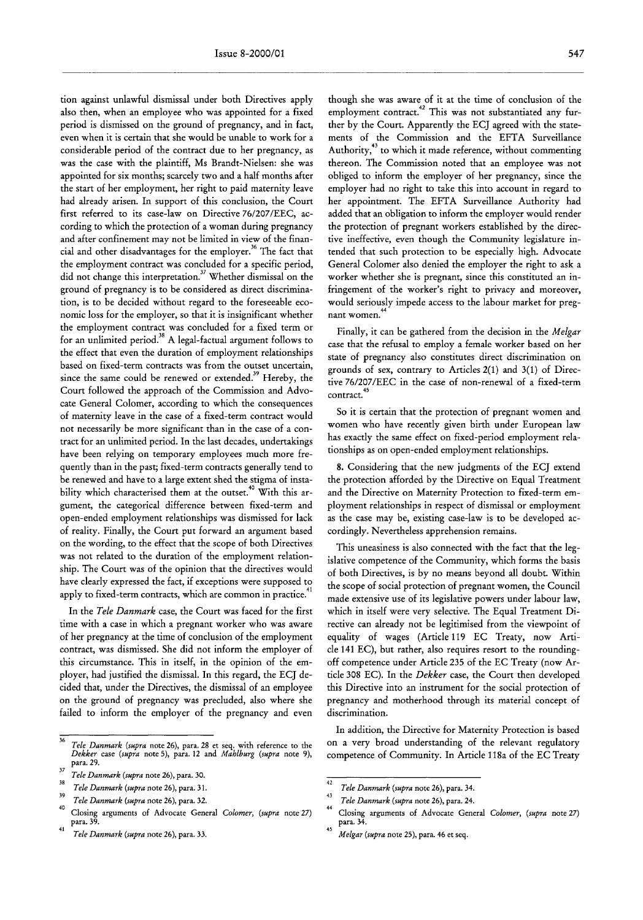tion against unlawful dismissal under both Directives apply also then, when an employee who was appointed for a fixed period is dismissed on the ground of pregnancy, and in fact, even when it is certain that she would be unable to work for a considerable period of the contract due to her pregnancy, as was the case with the plaintiff, Ms Brandt-Nielsen: she was appointed for six months; scarcely two and a half months after the start of her employment, her right to paid maternity leave had already arisen. In support of this conclusion, the Court first referred to its case-law on Directive 76/207/EEC, according to which the protection of a woman during pregnancy and after confinement may not be limited in view of the financial and other disadvantages for the employer.[36] The fact that the employment contract was concluded for a specific period, did not change this interpretation.[37] Whether dismissal on the ground of pregnancy is to be considered as direct discrimination, is to be decided without regard to the foreseeable economic loss for the employer, so that it is insignificant whether the employment contract was concluded for a fixed term or for an unlimited period.[38] A legal-factual argument follows to the effect that even the duration of employment relationships based on fixed-term contracts was from the outset uncertain, since the same could be renewed or extended.[39] Hereby, the Court followed the approach of the Commission and Advocate General Colomer, according to which the consequences of maternity leave in the case of a fixed-term contract would not necessarily be more significant than in the case of a contract for an unlimited period. In the last decades, undertakings have been relying on temporary employees much more frequently than in the past; fixed-term contracts generally tend to be renewed and have to a large extent shed the stigma of instability which characterised them at the outset.[40] With this argument, the categorical difference between fixed-term and open-ended employment relationships was dismissed for lack of reality. Finally, the Court put forward an argument based on the wording, to the effect that the scope of both Directives was not related to the duration of the employment relationship. The Court was of the opinion that the directives would have clearly expressed the fact, if exceptions were supposed to apply to fixed-term contracts, which are common in practice.[41]

In the *Tele Danmark* case, the Court was faced for the first time with a case in which a pregnant worker who was aware of her pregnancy at the time of conclusion of the employment contract, was dismissed. She did not inform the employer of this circumstance. This in itself, in the opinion of the employer, had justified the dismissal. In this regard, the ECJ decided that, under the Directives, the dismissal of an employee on the ground of pregnancy was precluded, also where she failed to inform the employer of the pregnancy and even though she was aware of it at the time of conclusion of the employment contract.[42] This was not substantiated any further by the Court. Apparently the ECJ agreed with the statements of the Commission and the EFTA Surveillance Authority,[43] to which it made reference, without commenting thereon. The Commission noted that an employee was not obliged to inform the employer of her pregnancy, since the employer had no right to take this into account in regard to her appointment. The EFTA Surveillance Authority had added that an obligation to inform the employer would render the protection of pregnant workers established by the directive ineffective, even though the Community legislature intended that such protection to be especially high. Advocate General Colomer also denied the employer the right to ask a worker whether she is pregnant, since this constituted an infringement of the worker's right to privacy and moreover, would seriously impede access to the labour market for pregnant women.[44]

Finally, it can be gathered from the decision in the *Melgar* case that the refusal to employ a female worker based on her state of pregnancy also constitutes direct discrimination on grounds of sex, contrary to Articles 2(1) and 3(1) of Directive 76/207/EEC in the case of non-renewal of a fixed-term contract.[45]

So it is certain that the protection of pregnant women and women who have recently given birth under European law has exactly the same effect on fixed-period employment relationships as on open-ended employment relationships.

**8.** Considering that the new judgments of the ECJ extend the protection afforded by the Directive on Equal Treatment and the Directive on Maternity Protection to fixed-term employment relationships in respect of dismissal or employment as the case may be, existing case-law is to be developed accordingly. Nevertheless apprehension remains.

This uneasiness is also connected with the fact that the legislative competence of the Community, which forms the basis of both Directives, is by no means beyond all doubt. Within the scope of social protection of pregnant women, the Council made extensive use of its legislative powers under labour law, which in itself were very selective. The Equal Treatment Directive can already not be legitimised from the viewpoint of equality of wages (Article 119 EC Treaty, now Article 141 EC), but rather, also requires resort to the rounding-off competence under Article 235 of the EC Treaty (now Article 308 EC). In the *Dekker* case, the Court then developed this Directive into an instrument for the social protection of pregnancy and motherhood through its material concept of discrimination.

In addition, the Directive for Maternity Protection is based on a very broad understanding of the relevant regulatory competence of Community. In Article 118a of the EC Treaty

---

36 *Tele Danmark* (*supra* note 26), para. 28 et seq. with reference to the *Dekker* case (*supra* note 5), para. 12 and *Mahlburg* (*supra* note 9), para. 29.

37 *Tele Danmark* (*supra* note 26), para. 30.

38 *Tele Danmark* (*supra* note 26), para. 31.

39 *Tele Danmark* (*supra* note 26), para. 32.

40 Closing arguments of Advocate General *Colomer*, (*supra* note 27) para. 39.

41 *Tele Danmark* (*supra* note 26), para. 33.

42 *Tele Danmark* (*supra* note 26), para. 34.

43 *Tele Danmark* (*supra* note 26), para. 24.

44 Closing arguments of Advocate General *Colomer*, (*supra* note 27) para. 34.

45 *Melgar* (*supra* note 25), para. 46 et seq.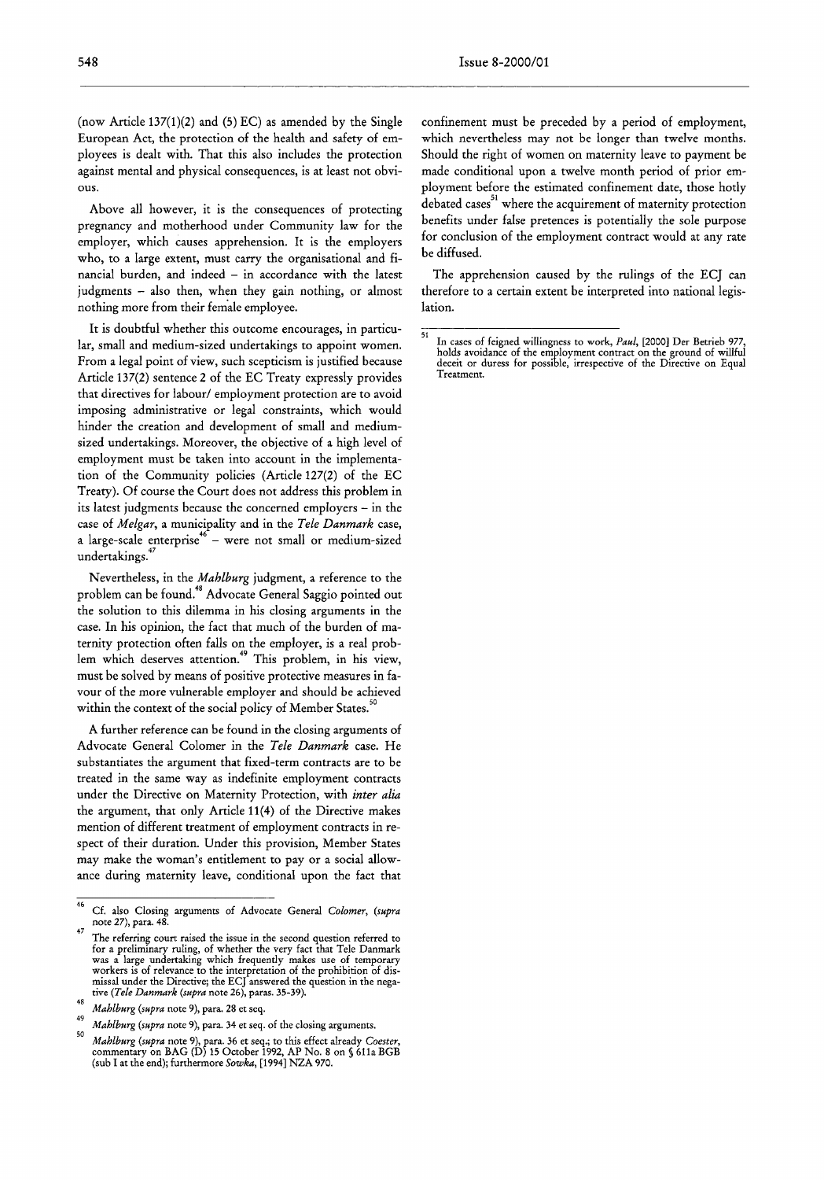(now Article 137(1)(2) and (5) EC) as amended by the Single European Act, the protection of the health and safety of employees is dealt with. That this also includes the protection against mental and physical consequences, is at least not obvious.

Above all however, it is the consequences of protecting pregnancy and motherhood under Community law for the employer, which causes apprehension. It is the employers who, to a large extent, must carry the organisational and financial burden, and indeed – in accordance with the latest judgments – also then, when they gain nothing, or almost nothing more from their female employee.

It is doubtful whether this outcome encourages, in particular, small and medium-sized undertakings to appoint women. From a legal point of view, such scepticism is justified because Article 137(2) sentence 2 of the EC Treaty expressly provides that directives for labour/ employment protection are to avoid imposing administrative or legal constraints, which would hinder the creation and development of small and medium-sized undertakings. Moreover, the objective of a high level of employment must be taken into account in the implementation of the Community policies (Article 127(2) of the EC Treaty). Of course the Court does not address this problem in its latest judgments because the concerned employers – in the case of *Melgar*, a municipality and in the *Tele Danmark* case, a large-scale enterprise[46] – were not small or medium-sized undertakings.[47]

Nevertheless, in the *Mahlburg* judgment, a reference to the problem can be found.[48] Advocate General Saggio pointed out the solution to this dilemma in his closing arguments in the case. In his opinion, the fact that much of the burden of maternity protection often falls on the employer, is a real problem which deserves attention.[49] This problem, in his view, must be solved by means of positive protective measures in favour of the more vulnerable employer and should be achieved within the context of the social policy of Member States.[50]

A further reference can be found in the closing arguments of Advocate General Colomer in the *Tele Danmark* case. He substantiates the argument that fixed-term contracts are to be treated in the same way as indefinite employment contracts under the Directive on Maternity Protection, with *inter alia* the argument, that only Article 11(4) of the Directive makes mention of different treatment of employment contracts in respect of their duration. Under this provision, Member States may make the woman's entitlement to pay or a social allowance during maternity leave, conditional upon the fact that confinement must be preceded by a period of employment, which nevertheless may not be longer than twelve months. Should the right of women on maternity leave to payment be made conditional upon a twelve month period of prior employment before the estimated confinement date, those hotly debated cases[51] where the acquirement of maternity protection benefits under false pretences is potentially the sole purpose for conclusion of the employment contract would at any rate be diffused.

The apprehension caused by the rulings of the ECJ can therefore to a certain extent be interpreted into national legislation.

---

[46] Cf. also Closing arguments of Advocate General *Colomer*, (*supra* note 27), para. 48.

[47] The referring court raised the issue in the second question referred to for a preliminary ruling, of whether the very fact that Tele Danmark was a large undertaking which frequently makes use of temporary workers is of relevance to the interpretation of the prohibition of dismissal under the Directive; the ECJ answered the question in the negative (*Tele Danmark* (*supra* note 26), paras. 35-39).

[48] *Mahlburg* (*supra* note 9), para. 28 et seq.

[49] *Mahlburg* (*supra* note 9), para. 34 et seq. of the closing arguments.

[50] *Mahlburg* (*supra* note 9), para. 36 et seq.; to this effect already *Coester*, commentary on BAG (D) 15 October 1992, AP No. 8 on § 611a BGB (sub I at the end); furthermore *Sowka*, [1994] NZA 970.

[51] In cases of feigned willingness to work, *Paul*, [2000] Der Betrieb 977, holds avoidance of the employment contract on the ground of willful deceit or duress for possible, irrespective of the Directive on Equal Treatment.